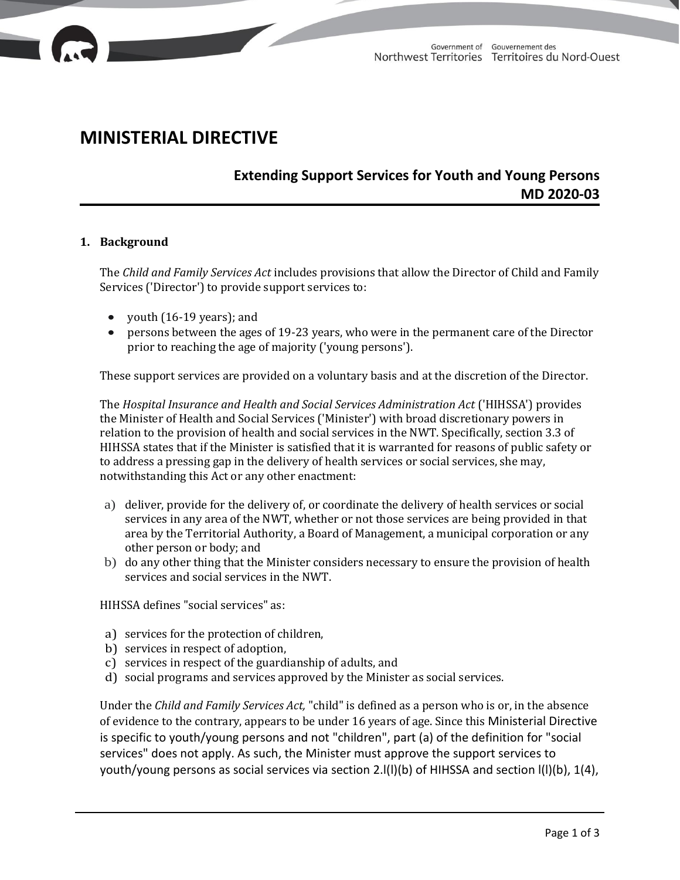# MINISTERIAL DIRECTIVE

## Extending Support Services for Youth and Young Persons MD 2020-03

### 1. Background

The *Child and Family Services Act* includes provisions that allow the Director of Child and Family Services ('Director') to provide support services to:

- youth (16-19 years); and
- persons between the ages of 19-23 years, who were in the permanent care of the Director prior to reaching the age of majority ('young persons').

These support services are provided on a voluntary basis and at the discretion of the Director.

The *Hospital Insurance and Health and Social Services Administration Act* ('HIHSSA') provides the Minister of Health and Social Services ('Minister') with broad discretionary powers in relation to the provision of health and social services in the NWT. Specifically, section 3.3 of HIHSSA states that if the Minister is satisfied that it is warranted for reasons of public safety or to address a pressing gap in the delivery of health services or social services, she may, notwithstanding this Act or any other enactment:

a) deliver, provide for the delivery of, or coordinate the delivery of health services or social services in any area of the NWT, whether or not those services are being provided in that area by the Territorial Authority, a Board of Management, a municipal corporation or any other person or body; and
b) do any other thing that the Minister considers necessary to ensure the provision of health services and social services in the NWT.

HIHSSA defines "social services" as:

a) services for the protection of children,
b) services in respect of adoption,
c) services in respect of the guardianship of adults, and
d) social programs and services approved by the Minister as social services.

Under the *Child and Family Services Act,* "child" is defined as a person who is or, in the absence of evidence to the contrary, appears to be under 16 years of age. Since this Ministerial Directive is specific to youth/young persons and not "children", part (a) of the definition for "social services" does not apply. As such, the Minister must approve the support services to youth/young persons as social services via section 2.l(l)(b) of HIHSSA and section l(l)(b), 1(4),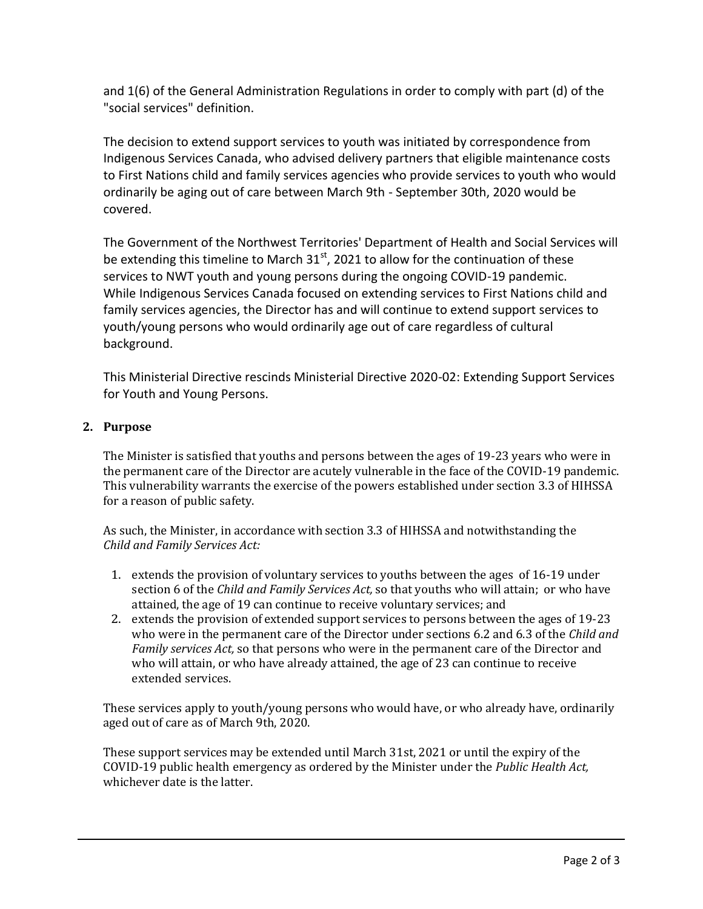and 1(6) of the General Administration Regulations in order to comply with part (d) of the "social services" definition.

The decision to extend support services to youth was initiated by correspondence from Indigenous Services Canada, who advised delivery partners that eligible maintenance costs to First Nations child and family services agencies who provide services to youth who would ordinarily be aging out of care between March 9th - September 30th, 2020 would be covered.

The Government of the Northwest Territories' Department of Health and Social Services will be extending this timeline to March 31st, 2021 to allow for the continuation of these services to NWT youth and young persons during the ongoing COVID-19 pandemic. While Indigenous Services Canada focused on extending services to First Nations child and family services agencies, the Director has and will continue to extend support services to youth/young persons who would ordinarily age out of care regardless of cultural background.

This Ministerial Directive rescinds Ministerial Directive 2020-02: Extending Support Services for Youth and Young Persons.

## 2. Purpose

The Minister is satisfied that youths and persons between the ages of 19-23 years who were in the permanent care of the Director are acutely vulnerable in the face of the COVID-19 pandemic. This vulnerability warrants the exercise of the powers established under section 3.3 of HIHSSA for a reason of public safety.

As such, the Minister, in accordance with section 3.3 of HIHSSA and notwithstanding the *Child and Family Services Act:*

1. extends the provision of voluntary services to youths between the ages of 16-19 under section 6 of the *Child and Family Services Act,* so that youths who will attain; or who have attained, the age of 19 can continue to receive voluntary services; and
2. extends the provision of extended support services to persons between the ages of 19-23 who were in the permanent care of the Director under sections 6.2 and 6.3 of the *Child and Family services Act,* so that persons who were in the permanent care of the Director and who will attain, or who have already attained, the age of 23 can continue to receive extended services.

These services apply to youth/young persons who would have, or who already have, ordinarily aged out of care as of March 9th, 2020.

These support services may be extended until March 31st, 2021 or until the expiry of the COVID-19 public health emergency as ordered by the Minister under the *Public Health Act,* whichever date is the latter.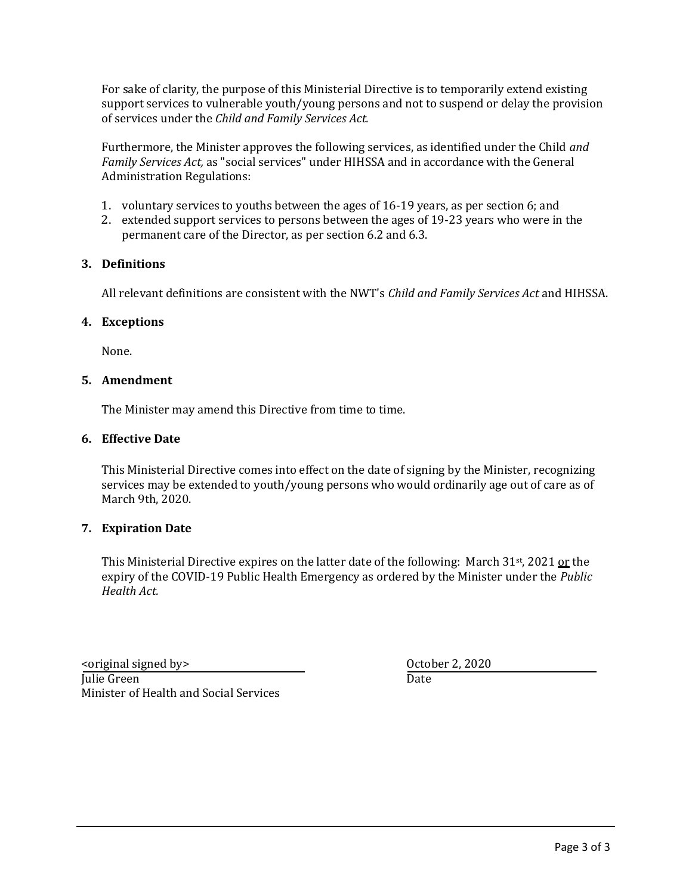For sake of clarity, the purpose of this Ministerial Directive is to temporarily extend existing support services to vulnerable youth/young persons and not to suspend or delay the provision of services under the *Child and Family Services Act.*

Furthermore, the Minister approves the following services, as identified under the Child *and Family Services Act,* as "social services" under HIHSSA and in accordance with the General Administration Regulations:

1. voluntary services to youths between the ages of 16-19 years, as per section 6; and
2. extended support services to persons between the ages of 19-23 years who were in the permanent care of the Director, as per section 6.2 and 6.3.

## 3. Definitions

All relevant definitions are consistent with the NWT's *Child and Family Services Act* and HIHSSA.

## 4. Exceptions

None.

## 5. Amendment

The Minister may amend this Directive from time to time.

## 6. Effective Date

This Ministerial Directive comes into effect on the date of signing by the Minister, recognizing services may be extended to youth/young persons who would ordinarily age out of care as of March 9th, 2020.

## 7. Expiration Date

This Ministerial Directive expires on the latter date of the following: March 31st, 2021 <u>or</u> the expiry of the COVID-19 Public Health Emergency as ordered by the Minister under the *Public Health Act.*

<original signed by>
Julie Green
Minister of Health and Social Services

October 2, 2020
Date